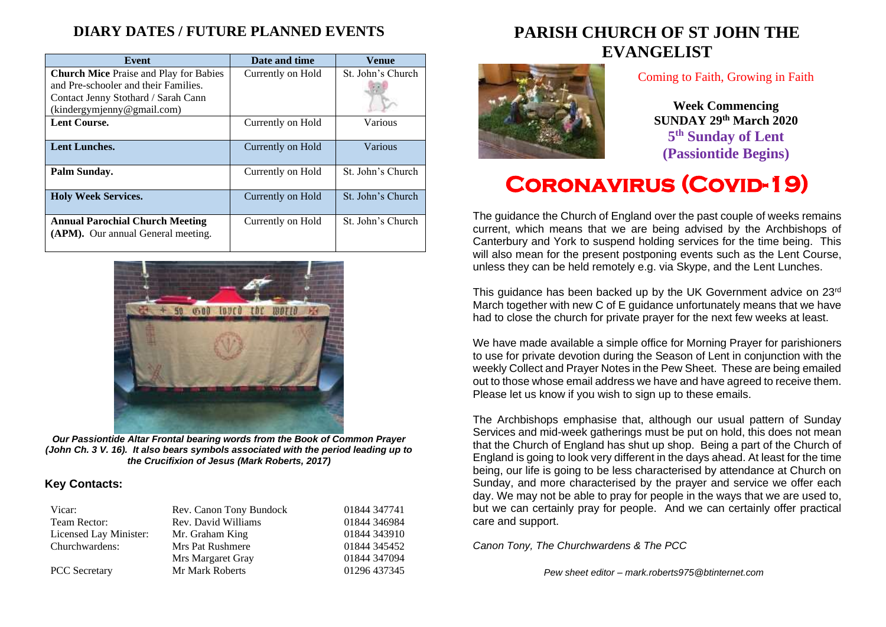## DIARY DATES / FUTURE PLANNED EVENTS

| Event | Date and time | Venue |
| --- | --- | --- |
| **Church Mice** Praise and Play for Babies and Pre-schooler and their Families. Contact Jenny Stothard / Sarah Cann (kindergymjenny@gmail.com) | Currently on Hold | St. John's Church |
| **Lent Course.** | Currently on Hold | Various |
| **Lent Lunches.** | Currently on Hold | Various |
| **Palm Sunday.** | Currently on Hold | St. John's Church |
| **Holy Week Services.** | Currently on Hold | St. John's Church |
| **Annual Parochial Church Meeting (APM).** Our annual General meeting. | Currently on Hold | St. John's Church |

***Our Passiontide Altar Frontal bearing words from the Book of Common Prayer (John Ch. 3 V. 16). It also bears symbols associated with the period leading up to the Crucifixion of Jesus (Mark Roberts, 2017)***

### Key Contacts:

| | | |
| --- | --- | --- |
| Vicar: | Rev. Canon Tony Bundock | 01844 347741 |
| Team Rector: | Rev. David Williams | 01844 346984 |
| Licensed Lay Minister: | Mr. Graham King | 01844 343910 |
| Churchwardens: | Mrs Pat Rushmere | 01844 345452 |
| | Mrs Margaret Gray | 01844 347094 |
| PCC Secretary | Mr Mark Roberts | 01296 437345 |

# PARISH CHURCH OF ST JOHN THE EVANGELIST

Coming to Faith, Growing in Faith

**Week Commencing**
**SUNDAY 29th March 2020**
**5th Sunday of Lent**
**(Passiontide Begins)**

# Coronavirus (Covid-19)

The guidance the Church of England over the past couple of weeks remains current, which means that we are being advised by the Archbishops of Canterbury and York to suspend holding services for the time being. This will also mean for the present postponing events such as the Lent Course, unless they can be held remotely e.g. via Skype, and the Lent Lunches.

This guidance has been backed up by the UK Government advice on 23rd March together with new C of E guidance unfortunately means that we have had to close the church for private prayer for the next few weeks at least.

We have made available a simple office for Morning Prayer for parishioners to use for private devotion during the Season of Lent in conjunction with the weekly Collect and Prayer Notes in the Pew Sheet. These are being emailed out to those whose email address we have and have agreed to receive them. Please let us know if you wish to sign up to these emails.

The Archbishops emphasise that, although our usual pattern of Sunday Services and mid-week gatherings must be put on hold, this does not mean that the Church of England has shut up shop. Being a part of the Church of England is going to look very different in the days ahead. At least for the time being, our life is going to be less characterised by attendance at Church on Sunday, and more characterised by the prayer and service we offer each day. We may not be able to pray for people in the ways that we are used to, but we can certainly pray for people. And we can certainly offer practical care and support.

*Canon Tony, The Churchwardens & The PCC*

*Pew sheet editor – mark.roberts975@btinternet.com*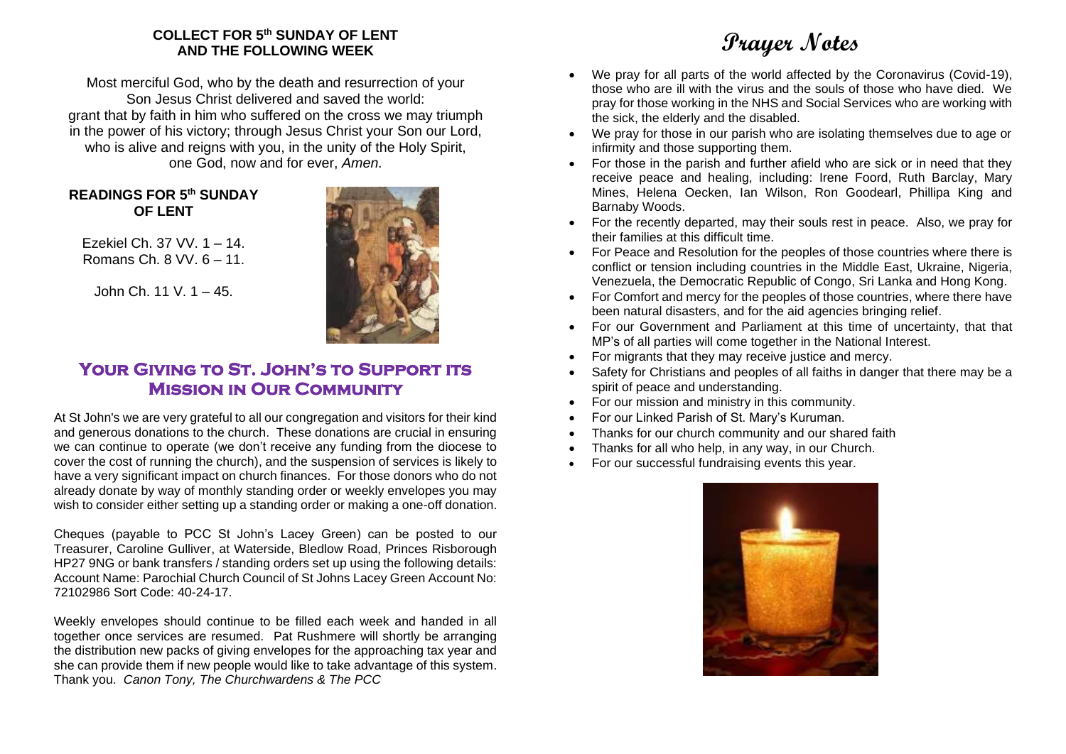**COLLECT FOR 5th SUNDAY OF LENT AND THE FOLLOWING WEEK**

Most merciful God, who by the death and resurrection of your Son Jesus Christ delivered and saved the world: grant that by faith in him who suffered on the cross we may triumph in the power of his victory; through Jesus Christ your Son our Lord, who is alive and reigns with you, in the unity of the Holy Spirit, one God, now and for ever, *Amen*.

**READINGS FOR 5th SUNDAY OF LENT**

Ezekiel Ch. 37 VV. 1 – 14.
Romans Ch. 8 VV. 6 – 11.

John Ch. 11 V. 1 – 45.

## Your Giving to St. John's to Support its Mission in Our Community

At St John's we are very grateful to all our congregation and visitors for their kind and generous donations to the church. These donations are crucial in ensuring we can continue to operate (we don't receive any funding from the diocese to cover the cost of running the church), and the suspension of services is likely to have a very significant impact on church finances. For those donors who do not already donate by way of monthly standing order or weekly envelopes you may wish to consider either setting up a standing order or making a one-off donation.

Cheques (payable to PCC St John's Lacey Green) can be posted to our Treasurer, Caroline Gulliver, at Waterside, Bledlow Road, Princes Risborough HP27 9NG or bank transfers / standing orders set up using the following details: Account Name: Parochial Church Council of St Johns Lacey Green Account No: 72102986 Sort Code: 40-24-17.

Weekly envelopes should continue to be filled each week and handed in all together once services are resumed. Pat Rushmere will shortly be arranging the distribution new packs of giving envelopes for the approaching tax year and she can provide them if new people would like to take advantage of this system. Thank you. *Canon Tony, The Churchwardens & The PCC*

# Prayer Notes

- We pray for all parts of the world affected by the Coronavirus (Covid-19), those who are ill with the virus and the souls of those who have died. We pray for those working in the NHS and Social Services who are working with the sick, the elderly and the disabled.
- We pray for those in our parish who are isolating themselves due to age or infirmity and those supporting them.
- For those in the parish and further afield who are sick or in need that they receive peace and healing, including: Irene Foord, Ruth Barclay, Mary Mines, Helena Oecken, Ian Wilson, Ron Goodearl, Phillipa King and Barnaby Woods.
- For the recently departed, may their souls rest in peace. Also, we pray for their families at this difficult time.
- For Peace and Resolution for the peoples of those countries where there is conflict or tension including countries in the Middle East, Ukraine, Nigeria, Venezuela, the Democratic Republic of Congo, Sri Lanka and Hong Kong.
- For Comfort and mercy for the peoples of those countries, where there have been natural disasters, and for the aid agencies bringing relief.
- For our Government and Parliament at this time of uncertainty, that that MP's of all parties will come together in the National Interest.
- For migrants that they may receive justice and mercy.
- Safety for Christians and peoples of all faiths in danger that there may be a spirit of peace and understanding.
- For our mission and ministry in this community.
- For our Linked Parish of St. Mary's Kuruman.
- Thanks for our church community and our shared faith
- Thanks for all who help, in any way, in our Church.
- For our successful fundraising events this year.